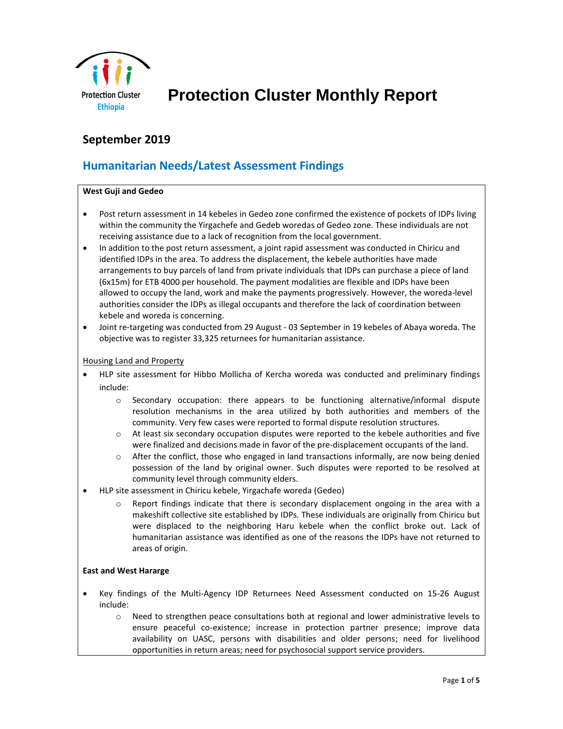Protection Cluster
Ethiopia

# Protection Cluster Monthly Report

## September 2019

## Humanitarian Needs/Latest Assessment Findings

**West Guji and Gedeo**

- Post return assessment in 14 kebeles in Gedeo zone confirmed the existence of pockets of IDPs living within the community the Yirgachefe and Gedeb woredas of Gedeo zone. These individuals are not receiving assistance due to a lack of recognition from the local government.
- In addition to the post return assessment, a joint rapid assessment was conducted in Chiricu and identified IDPs in the area. To address the displacement, the kebele authorities have made arrangements to buy parcels of land from private individuals that IDPs can purchase a piece of land (6x15m) for ETB 4000 per household. The payment modalities are flexible and IDPs have been allowed to occupy the land, work and make the payments progressively. However, the woreda-level authorities consider the IDPs as illegal occupants and therefore the lack of coordination between kebele and woreda is concerning.
- Joint re-targeting was conducted from 29 August - 03 September in 19 kebeles of Abaya woreda. The objective was to register 33,325 returnees for humanitarian assistance.

<u>Housing Land and Property</u>

- HLP site assessment for Hibbo Mollicha of Kercha woreda was conducted and preliminary findings include:
  - Secondary occupation: there appears to be functioning alternative/informal dispute resolution mechanisms in the area utilized by both authorities and members of the community. Very few cases were reported to formal dispute resolution structures.
  - At least six secondary occupation disputes were reported to the kebele authorities and five were finalized and decisions made in favor of the pre-displacement occupants of the land.
  - After the conflict, those who engaged in land transactions informally, are now being denied possession of the land by original owner. Such disputes were reported to be resolved at community level through community elders.
- HLP site assessment in Chiricu kebele, Yirgachafe woreda (Gedeo)
  - Report findings indicate that there is secondary displacement ongoing in the area with a makeshift collective site established by IDPs. These individuals are originally from Chiricu but were displaced to the neighboring Haru kebele when the conflict broke out. Lack of humanitarian assistance was identified as one of the reasons the IDPs have not returned to areas of origin.

**East and West Hararge**

- Key findings of the Multi-Agency IDP Returnees Need Assessment conducted on 15-26 August include:
  - Need to strengthen peace consultations both at regional and lower administrative levels to ensure peaceful co-existence; increase in protection partner presence; improve data availability on UASC, persons with disabilities and older persons; need for livelihood opportunities in return areas; need for psychosocial support service providers.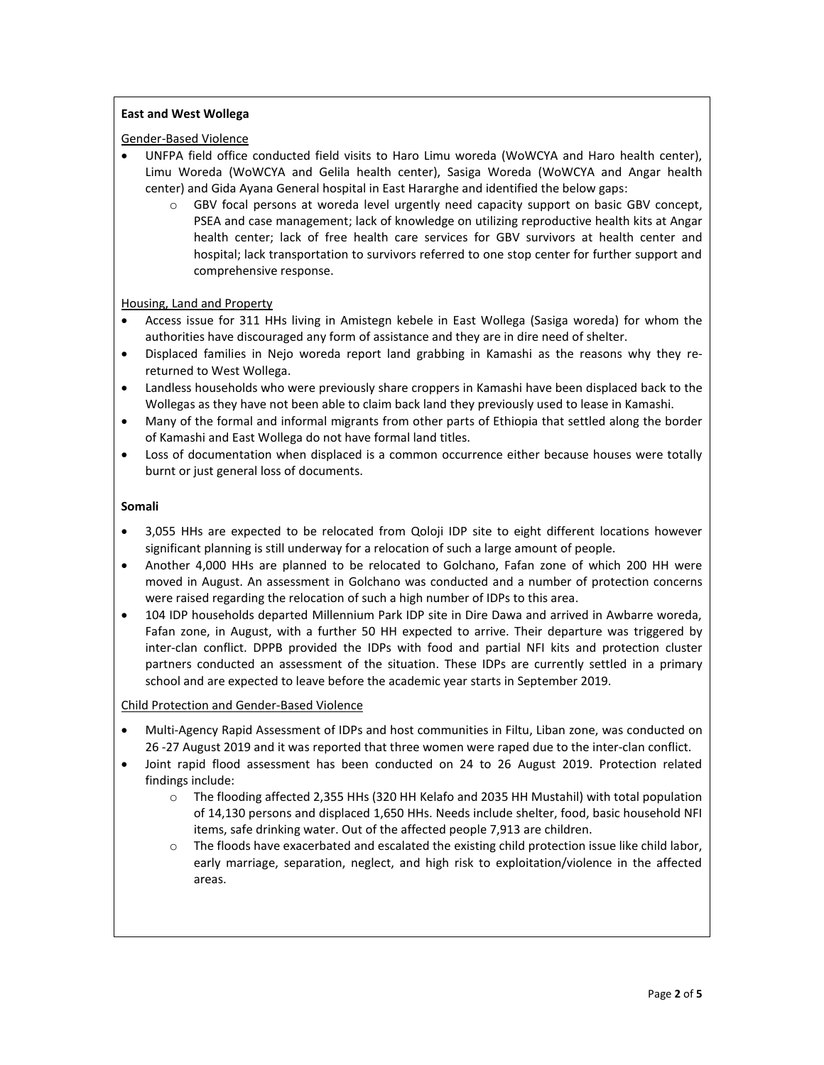**East and West Wollega**

Gender-Based Violence

- UNFPA field office conducted field visits to Haro Limu woreda (WoWCYA and Haro health center), Limu Woreda (WoWCYA and Gelila health center), Sasiga Woreda (WoWCYA and Angar health center) and Gida Ayana General hospital in East Hararghe and identified the below gaps:
    - GBV focal persons at woreda level urgently need capacity support on basic GBV concept, PSEA and case management; lack of knowledge on utilizing reproductive health kits at Angar health center; lack of free health care services for GBV survivors at health center and hospital; lack transportation to survivors referred to one stop center for further support and comprehensive response.

Housing, Land and Property

- Access issue for 311 HHs living in Amistegn kebele in East Wollega (Sasiga woreda) for whom the authorities have discouraged any form of assistance and they are in dire need of shelter.
- Displaced families in Nejo woreda report land grabbing in Kamashi as the reasons why they re-returned to West Wollega.
- Landless households who were previously share croppers in Kamashi have been displaced back to the Wollegas as they have not been able to claim back land they previously used to lease in Kamashi.
- Many of the formal and informal migrants from other parts of Ethiopia that settled along the border of Kamashi and East Wollega do not have formal land titles.
- Loss of documentation when displaced is a common occurrence either because houses were totally burnt or just general loss of documents.

**Somali**

- 3,055 HHs are expected to be relocated from Qoloji IDP site to eight different locations however significant planning is still underway for a relocation of such a large amount of people.
- Another 4,000 HHs are planned to be relocated to Golchano, Fafan zone of which 200 HH were moved in August. An assessment in Golchano was conducted and a number of protection concerns were raised regarding the relocation of such a high number of IDPs to this area.
- 104 IDP households departed Millennium Park IDP site in Dire Dawa and arrived in Awbarre woreda, Fafan zone, in August, with a further 50 HH expected to arrive. Their departure was triggered by inter-clan conflict. DPPB provided the IDPs with food and partial NFI kits and protection cluster partners conducted an assessment of the situation. These IDPs are currently settled in a primary school and are expected to leave before the academic year starts in September 2019.

Child Protection and Gender-Based Violence

- Multi-Agency Rapid Assessment of IDPs and host communities in Filtu, Liban zone, was conducted on 26 -27 August 2019 and it was reported that three women were raped due to the inter-clan conflict.
- Joint rapid flood assessment has been conducted on 24 to 26 August 2019. Protection related findings include:
    - The flooding affected 2,355 HHs (320 HH Kelafo and 2035 HH Mustahil) with total population of 14,130 persons and displaced 1,650 HHs. Needs include shelter, food, basic household NFI items, safe drinking water. Out of the affected people 7,913 are children.
    - The floods have exacerbated and escalated the existing child protection issue like child labor, early marriage, separation, neglect, and high risk to exploitation/violence in the affected areas.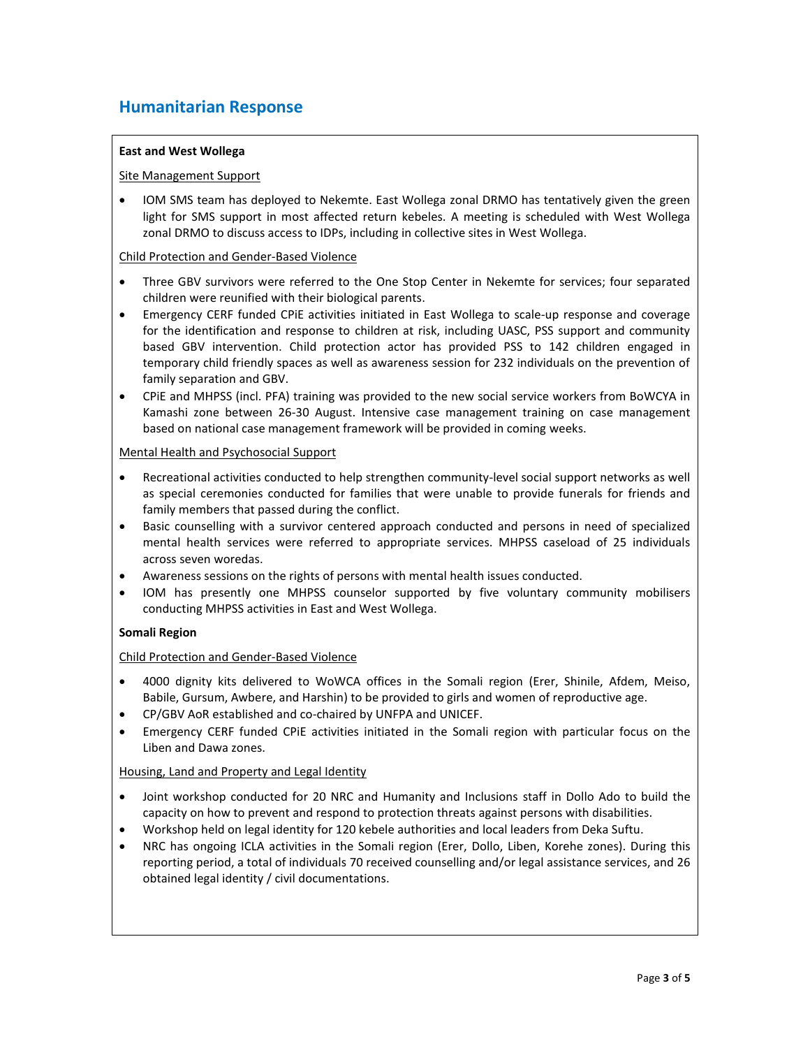## Humanitarian Response

**East and West Wollega**

Site Management Support

- IOM SMS team has deployed to Nekemte. East Wollega zonal DRMO has tentatively given the green light for SMS support in most affected return kebeles. A meeting is scheduled with West Wollega zonal DRMO to discuss access to IDPs, including in collective sites in West Wollega.

Child Protection and Gender-Based Violence

- Three GBV survivors were referred to the One Stop Center in Nekemte for services; four separated children were reunified with their biological parents.
- Emergency CERF funded CPiE activities initiated in East Wollega to scale-up response and coverage for the identification and response to children at risk, including UASC, PSS support and community based GBV intervention. Child protection actor has provided PSS to 142 children engaged in temporary child friendly spaces as well as awareness session for 232 individuals on the prevention of family separation and GBV.
- CPiE and MHPSS (incl. PFA) training was provided to the new social service workers from BoWCYA in Kamashi zone between 26-30 August. Intensive case management training on case management based on national case management framework will be provided in coming weeks.

Mental Health and Psychosocial Support

- Recreational activities conducted to help strengthen community-level social support networks as well as special ceremonies conducted for families that were unable to provide funerals for friends and family members that passed during the conflict.
- Basic counselling with a survivor centered approach conducted and persons in need of specialized mental health services were referred to appropriate services. MHPSS caseload of 25 individuals across seven woredas.
- Awareness sessions on the rights of persons with mental health issues conducted.
- IOM has presently one MHPSS counselor supported by five voluntary community mobilisers conducting MHPSS activities in East and West Wollega.

**Somali Region**

Child Protection and Gender-Based Violence

- 4000 dignity kits delivered to WoWCA offices in the Somali region (Erer, Shinile, Afdem, Meiso, Babile, Gursum, Awbere, and Harshin) to be provided to girls and women of reproductive age.
- CP/GBV AoR established and co-chaired by UNFPA and UNICEF.
- Emergency CERF funded CPiE activities initiated in the Somali region with particular focus on the Liben and Dawa zones.

Housing, Land and Property and Legal Identity

- Joint workshop conducted for 20 NRC and Humanity and Inclusions staff in Dollo Ado to build the capacity on how to prevent and respond to protection threats against persons with disabilities.
- Workshop held on legal identity for 120 kebele authorities and local leaders from Deka Suftu.
- NRC has ongoing ICLA activities in the Somali region (Erer, Dollo, Liben, Korehe zones). During this reporting period, a total of individuals 70 received counselling and/or legal assistance services, and 26 obtained legal identity / civil documentations.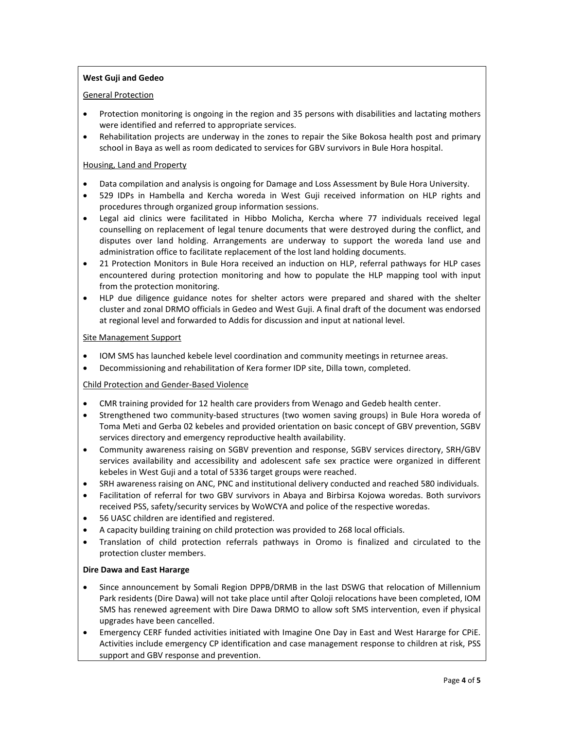**West Guji and Gedeo**

General Protection

- Protection monitoring is ongoing in the region and 35 persons with disabilities and lactating mothers were identified and referred to appropriate services.
- Rehabilitation projects are underway in the zones to repair the Sike Bokosa health post and primary school in Baya as well as room dedicated to services for GBV survivors in Bule Hora hospital.

Housing, Land and Property

- Data compilation and analysis is ongoing for Damage and Loss Assessment by Bule Hora University.
- 529 IDPs in Hambella and Kercha woreda in West Guji received information on HLP rights and procedures through organized group information sessions.
- Legal aid clinics were facilitated in Hibbo Molicha, Kercha where 77 individuals received legal counselling on replacement of legal tenure documents that were destroyed during the conflict, and disputes over land holding. Arrangements are underway to support the woreda land use and administration office to facilitate replacement of the lost land holding documents.
- 21 Protection Monitors in Bule Hora received an induction on HLP, referral pathways for HLP cases encountered during protection monitoring and how to populate the HLP mapping tool with input from the protection monitoring.
- HLP due diligence guidance notes for shelter actors were prepared and shared with the shelter cluster and zonal DRMO officials in Gedeo and West Guji. A final draft of the document was endorsed at regional level and forwarded to Addis for discussion and input at national level.

Site Management Support

- IOM SMS has launched kebele level coordination and community meetings in returnee areas.
- Decommissioning and rehabilitation of Kera former IDP site, Dilla town, completed.

Child Protection and Gender-Based Violence

- CMR training provided for 12 health care providers from Wenago and Gedeb health center.
- Strengthened two community-based structures (two women saving groups) in Bule Hora woreda of Toma Meti and Gerba 02 kebeles and provided orientation on basic concept of GBV prevention, SGBV services directory and emergency reproductive health availability.
- Community awareness raising on SGBV prevention and response, SGBV services directory, SRH/GBV services availability and accessibility and adolescent safe sex practice were organized in different kebeles in West Guji and a total of 5336 target groups were reached.
- SRH awareness raising on ANC, PNC and institutional delivery conducted and reached 580 individuals.
- Facilitation of referral for two GBV survivors in Abaya and Birbirsa Kojowa woredas. Both survivors received PSS, safety/security services by WoWCYA and police of the respective woredas.
- 56 UASC children are identified and registered.
- A capacity building training on child protection was provided to 268 local officials.
- Translation of child protection referrals pathways in Oromo is finalized and circulated to the protection cluster members.

**Dire Dawa and East Hararge**

- Since announcement by Somali Region DPPB/DRMB in the last DSWG that relocation of Millennium Park residents (Dire Dawa) will not take place until after Qoloji relocations have been completed, IOM SMS has renewed agreement with Dire Dawa DRMO to allow soft SMS intervention, even if physical upgrades have been cancelled.
- Emergency CERF funded activities initiated with Imagine One Day in East and West Hararge for CPiE. Activities include emergency CP identification and case management response to children at risk, PSS support and GBV response and prevention.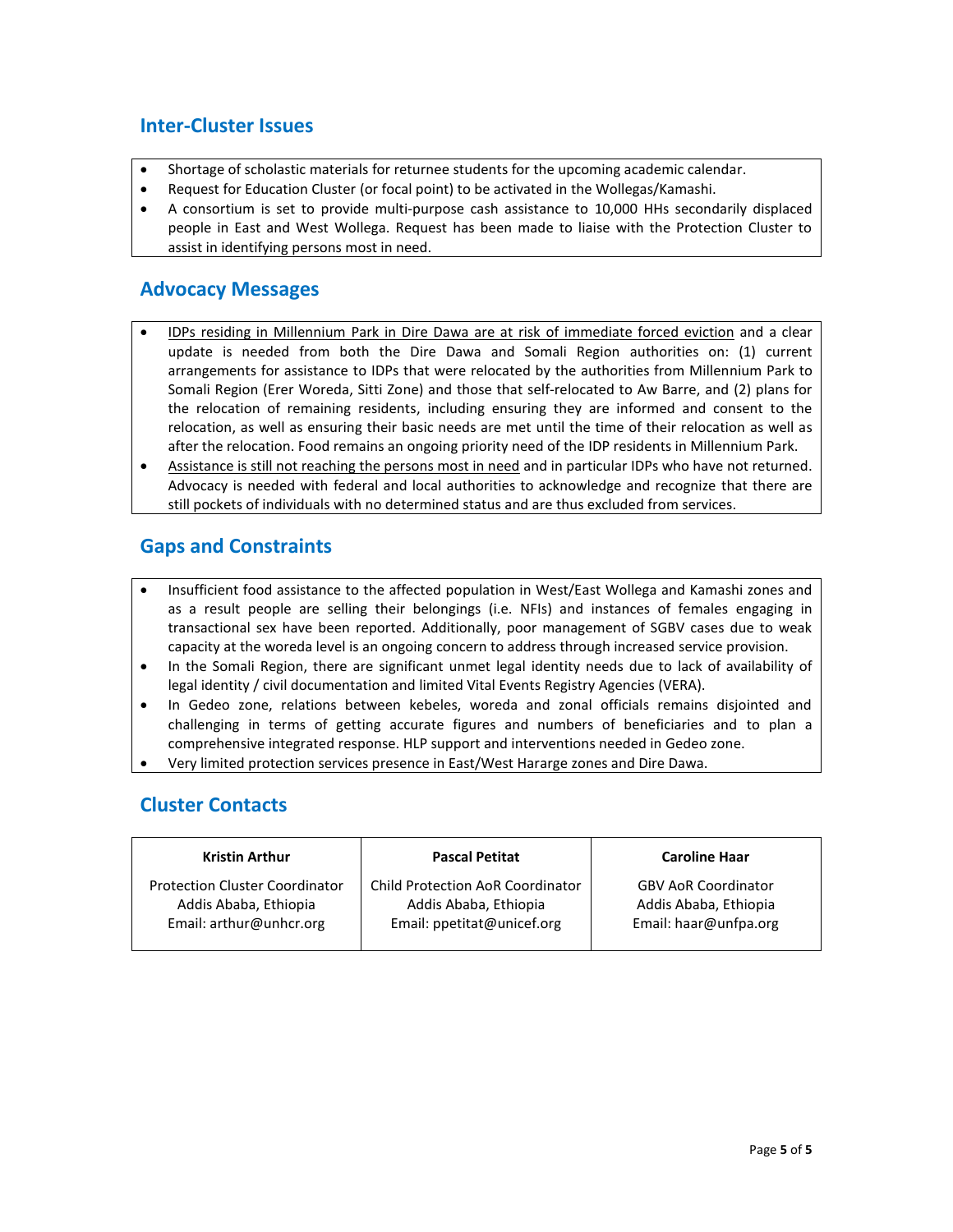## Inter-Cluster Issues

- Shortage of scholastic materials for returnee students for the upcoming academic calendar.
- Request for Education Cluster (or focal point) to be activated in the Wollegas/Kamashi.
- A consortium is set to provide multi-purpose cash assistance to 10,000 HHs secondarily displaced people in East and West Wollega. Request has been made to liaise with the Protection Cluster to assist in identifying persons most in need.

## Advocacy Messages

- <u>IDPs residing in Millennium Park in Dire Dawa are at risk of immediate forced eviction</u> and a clear update is needed from both the Dire Dawa and Somali Region authorities on: (1) current arrangements for assistance to IDPs that were relocated by the authorities from Millennium Park to Somali Region (Erer Woreda, Sitti Zone) and those that self-relocated to Aw Barre, and (2) plans for the relocation of remaining residents, including ensuring they are informed and consent to the relocation, as well as ensuring their basic needs are met until the time of their relocation as well as after the relocation. Food remains an ongoing priority need of the IDP residents in Millennium Park.
- <u>Assistance is still not reaching the persons most in need</u> and in particular IDPs who have not returned. Advocacy is needed with federal and local authorities to acknowledge and recognize that there are still pockets of individuals with no determined status and are thus excluded from services.

## Gaps and Constraints

- Insufficient food assistance to the affected population in West/East Wollega and Kamashi zones and as a result people are selling their belongings (i.e. NFIs) and instances of females engaging in transactional sex have been reported. Additionally, poor management of SGBV cases due to weak capacity at the woreda level is an ongoing concern to address through increased service provision.
- In the Somali Region, there are significant unmet legal identity needs due to lack of availability of legal identity / civil documentation and limited Vital Events Registry Agencies (VERA).
- In Gedeo zone, relations between kebeles, woreda and zonal officials remains disjointed and challenging in terms of getting accurate figures and numbers of beneficiaries and to plan a comprehensive integrated response. HLP support and interventions needed in Gedeo zone.
- Very limited protection services presence in East/West Hararge zones and Dire Dawa.

## Cluster Contacts

| Kristin Arthur | Pascal Petitat | Caroline Haar |
|---|---|---|
| Protection Cluster Coordinator<br>Addis Ababa, Ethiopia<br>Email: arthur@unhcr.org | Child Protection AoR Coordinator<br>Addis Ababa, Ethiopia<br>Email: ppetitat@unicef.org | GBV AoR Coordinator<br>Addis Ababa, Ethiopia<br>Email: haar@unfpa.org |